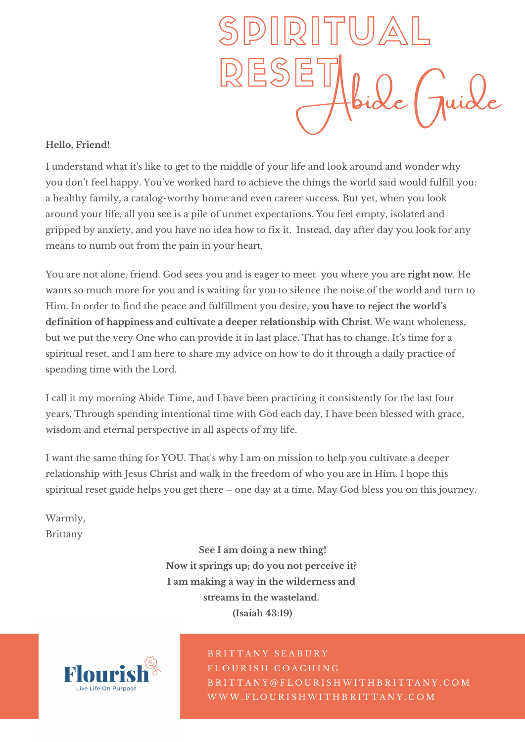# SPIRITUAL RESET Abide Guide

**Hello, Friend!**

I understand what it's like to get to the middle of your life and look around and wonder why you don't feel happy. You've worked hard to achieve the things the world said would fulfill you: a healthy family, a catalog-worthy home and even career success. But yet, when you look around your life, all you see is a pile of unmet expectations. You feel empty, isolated and gripped by anxiety, and you have no idea how to fix it. Instead, day after day you look for any means to numb out from the pain in your heart.

You are not alone, friend. God sees you and is eager to meet you where you are **right now**. He wants so much more for you and is waiting for you to silence the noise of the world and turn to Him. In order to find the peace and fulfillment you desire, **you have to reject the world's definition of happiness and cultivate a deeper relationship with Christ**. We want wholeness, but we put the very One who can provide it in last place. That has to change. It's time for a spiritual reset, and I am here to share my advice on how to do it through a daily practice of spending time with the Lord.

I call it my morning Abide Time, and I have been practicing it consistently for the last four years. Through spending intentional time with God each day, I have been blessed with grace, wisdom and eternal perspective in all aspects of my life.

I want the same thing for YOU. That's why I am on mission to help you cultivate a deeper relationship with Jesus Christ and walk in the freedom of who you are in Him. I hope this spiritual reset guide helps you get there – one day at a time. May God bless you on this journey.

Warmly,
Brittany

**See I am doing a new thing!**
**Now it springs up; do you not perceive it?**
**I am making a way in the wilderness and**
**streams in the wasteland.**
**(Isaiah 43:19)**

Flourish
Live Life On Purpose

BRITTANY SEABURY
FLOURISH COACHING
BRITTANY@FLOURISHWITHBRITTANY.COM
WWW.FLOURISHWITHBRITTANY.COM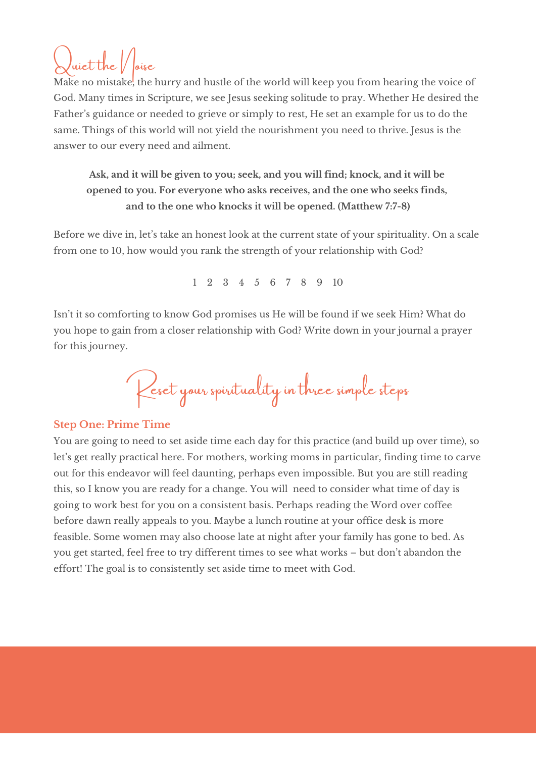## Quiet the Noise

Make no mistake, the hurry and hustle of the world will keep you from hearing the voice of God. Many times in Scripture, we see Jesus seeking solitude to pray. Whether He desired the Father's guidance or needed to grieve or simply to rest, He set an example for us to do the same. Things of this world will not yield the nourishment you need to thrive. Jesus is the answer to our every need and ailment.

**Ask, and it will be given to you; seek, and you will find; knock, and it will be opened to you. For everyone who asks receives, and the one who seeks finds, and to the one who knocks it will be opened. (Matthew 7:7-8)**

Before we dive in, let's take an honest look at the current state of your spirituality. On a scale from one to 10, how would you rank the strength of your relationship with God?

1 2 3 4 5 6 7 8 9 10

Isn't it so comforting to know God promises us He will be found if we seek Him? What do you hope to gain from a closer relationship with God? Write down in your journal a prayer for this journey.

## Reset your spirituality in three simple steps

### Step One: Prime Time

You are going to need to set aside time each day for this practice (and build up over time), so let's get really practical here. For mothers, working moms in particular, finding time to carve out for this endeavor will feel daunting, perhaps even impossible. But you are still reading this, so I know you are ready for a change. You will need to consider what time of day is going to work best for you on a consistent basis. Perhaps reading the Word over coffee before dawn really appeals to you. Maybe a lunch routine at your office desk is more feasible. Some women may also choose late at night after your family has gone to bed. As you get started, feel free to try different times to see what works – but don't abandon the effort! The goal is to consistently set aside time to meet with God.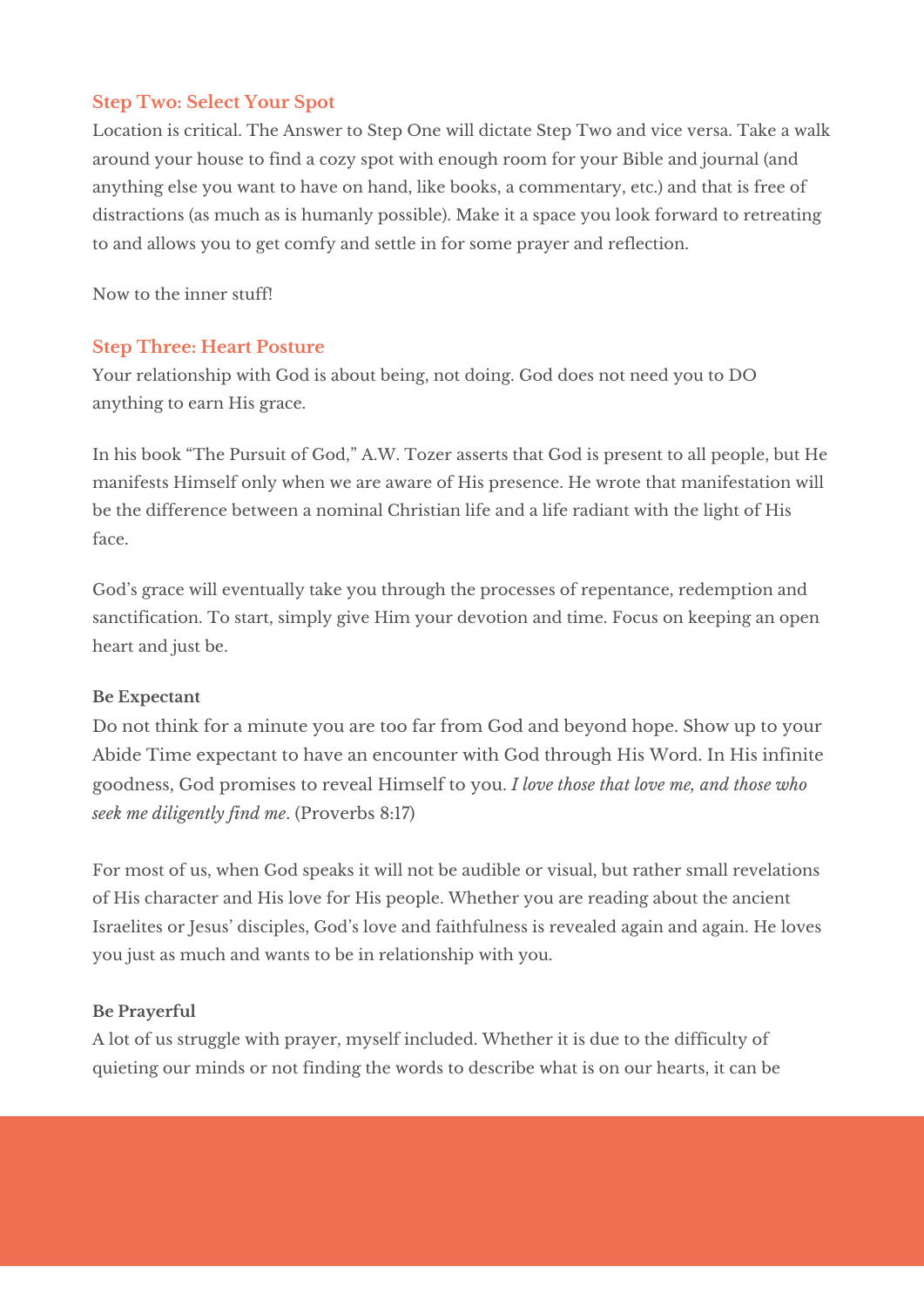## Step Two: Select Your Spot

Location is critical. The Answer to Step One will dictate Step Two and vice versa. Take a walk around your house to find a cozy spot with enough room for your Bible and journal (and anything else you want to have on hand, like books, a commentary, etc.) and that is free of distractions (as much as is humanly possible). Make it a space you look forward to retreating to and allows you to get comfy and settle in for some prayer and reflection.

Now to the inner stuff!

## Step Three: Heart Posture

Your relationship with God is about being, not doing. God does not need you to DO anything to earn His grace.

In his book "The Pursuit of God," A.W. Tozer asserts that God is present to all people, but He manifests Himself only when we are aware of His presence. He wrote that manifestation will be the difference between a nominal Christian life and a life radiant with the light of His face.

God's grace will eventually take you through the processes of repentance, redemption and sanctification. To start, simply give Him your devotion and time. Focus on keeping an open heart and just be.

### Be Expectant

Do not think for a minute you are too far from God and beyond hope. Show up to your Abide Time expectant to have an encounter with God through His Word. In His infinite goodness, God promises to reveal Himself to you. *I love those that love me, and those who seek me diligently find me*. (Proverbs 8:17)

For most of us, when God speaks it will not be audible or visual, but rather small revelations of His character and His love for His people. Whether you are reading about the ancient Israelites or Jesus' disciples, God's love and faithfulness is revealed again and again. He loves you just as much and wants to be in relationship with you.

### Be Prayerful

A lot of us struggle with prayer, myself included. Whether it is due to the difficulty of quieting our minds or not finding the words to describe what is on our hearts, it can be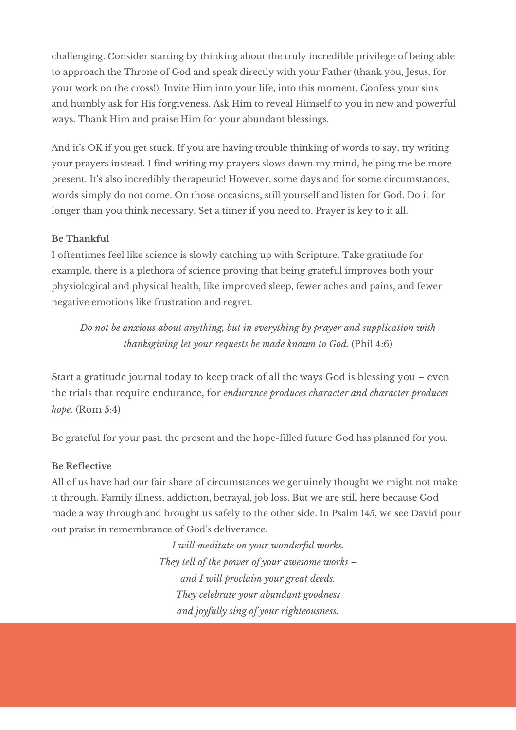challenging. Consider starting by thinking about the truly incredible privilege of being able to approach the Throne of God and speak directly with your Father (thank you, Jesus, for your work on the cross!). Invite Him into your life, into this moment. Confess your sins and humbly ask for His forgiveness. Ask Him to reveal Himself to you in new and powerful ways. Thank Him and praise Him for your abundant blessings.

And it's OK if you get stuck. If you are having trouble thinking of words to say, try writing your prayers instead. I find writing my prayers slows down my mind, helping me be more present. It's also incredibly therapeutic! However, some days and for some circumstances, words simply do not come. On those occasions, still yourself and listen for God. Do it for longer than you think necessary. Set a timer if you need to. Prayer is key to it all.

**Be Thankful**

I oftentimes feel like science is slowly catching up with Scripture. Take gratitude for example, there is a plethora of science proving that being grateful improves both your physiological and physical health, like improved sleep, fewer aches and pains, and fewer negative emotions like frustration and regret.

> *Do not be anxious about anything, but in everything by prayer and supplication with thanksgiving let your requests be made known to God.* (Phil 4:6)

Start a gratitude journal today to keep track of all the ways God is blessing you – even the trials that require endurance, for *endurance produces character and character produces hope*. (Rom 5:4)

Be grateful for your past, the present and the hope-filled future God has planned for you.

**Be Reflective**

All of us have had our fair share of circumstances we genuinely thought we might not make it through. Family illness, addiction, betrayal, job loss. But we are still here because God made a way through and brought us safely to the other side. In Psalm 145, we see David pour out praise in remembrance of God's deliverance:

> *I will meditate on your wonderful works.*
> *They tell of the power of your awesome works –*
> *and I will proclaim your great deeds.*
> *They celebrate your abundant goodness*
> *and joyfully sing of your righteousness.*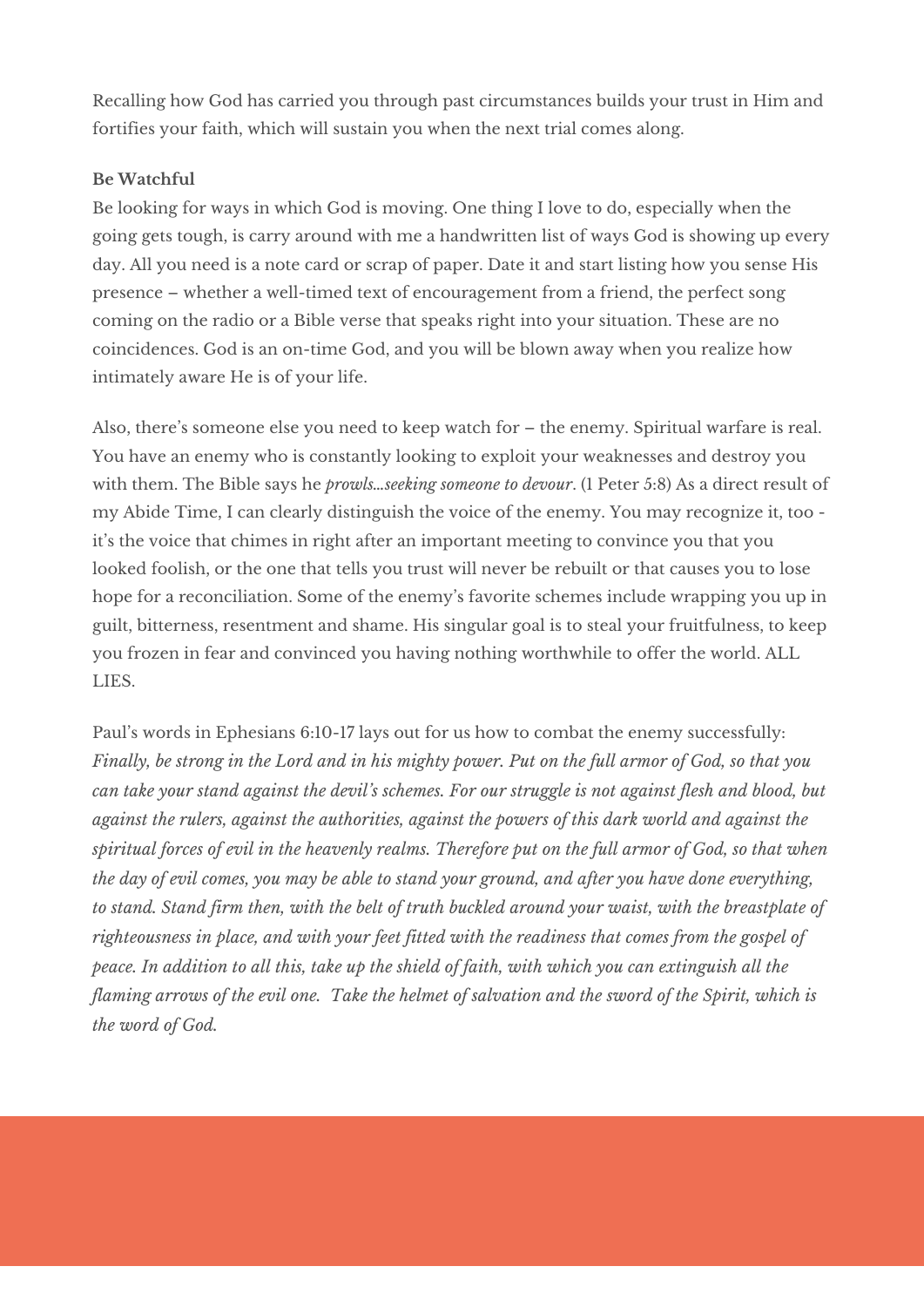Recalling how God has carried you through past circumstances builds your trust in Him and fortifies your faith, which will sustain you when the next trial comes along.

**Be Watchful**

Be looking for ways in which God is moving. One thing I love to do, especially when the going gets tough, is carry around with me a handwritten list of ways God is showing up every day. All you need is a note card or scrap of paper. Date it and start listing how you sense His presence – whether a well-timed text of encouragement from a friend, the perfect song coming on the radio or a Bible verse that speaks right into your situation. These are no coincidences. God is an on-time God, and you will be blown away when you realize how intimately aware He is of your life.

Also, there's someone else you need to keep watch for – the enemy. Spiritual warfare is real. You have an enemy who is constantly looking to exploit your weaknesses and destroy you with them. The Bible says he *prowls...seeking someone to devour*. (1 Peter 5:8) As a direct result of my Abide Time, I can clearly distinguish the voice of the enemy. You may recognize it, too - it's the voice that chimes in right after an important meeting to convince you that you looked foolish, or the one that tells you trust will never be rebuilt or that causes you to lose hope for a reconciliation. Some of the enemy's favorite schemes include wrapping you up in guilt, bitterness, resentment and shame. His singular goal is to steal your fruitfulness, to keep you frozen in fear and convinced you having nothing worthwhile to offer the world. ALL LIES.

Paul's words in Ephesians 6:10-17 lays out for us how to combat the enemy successfully: *Finally, be strong in the Lord and in his mighty power. Put on the full armor of God, so that you can take your stand against the devil's schemes. For our struggle is not against flesh and blood, but against the rulers, against the authorities, against the powers of this dark world and against the spiritual forces of evil in the heavenly realms. Therefore put on the full armor of God, so that when the day of evil comes, you may be able to stand your ground, and after you have done everything, to stand. Stand firm then, with the belt of truth buckled around your waist, with the breastplate of righteousness in place, and with your feet fitted with the readiness that comes from the gospel of peace. In addition to all this, take up the shield of faith, with which you can extinguish all the flaming arrows of the evil one. Take the helmet of salvation and the sword of the Spirit, which is the word of God.*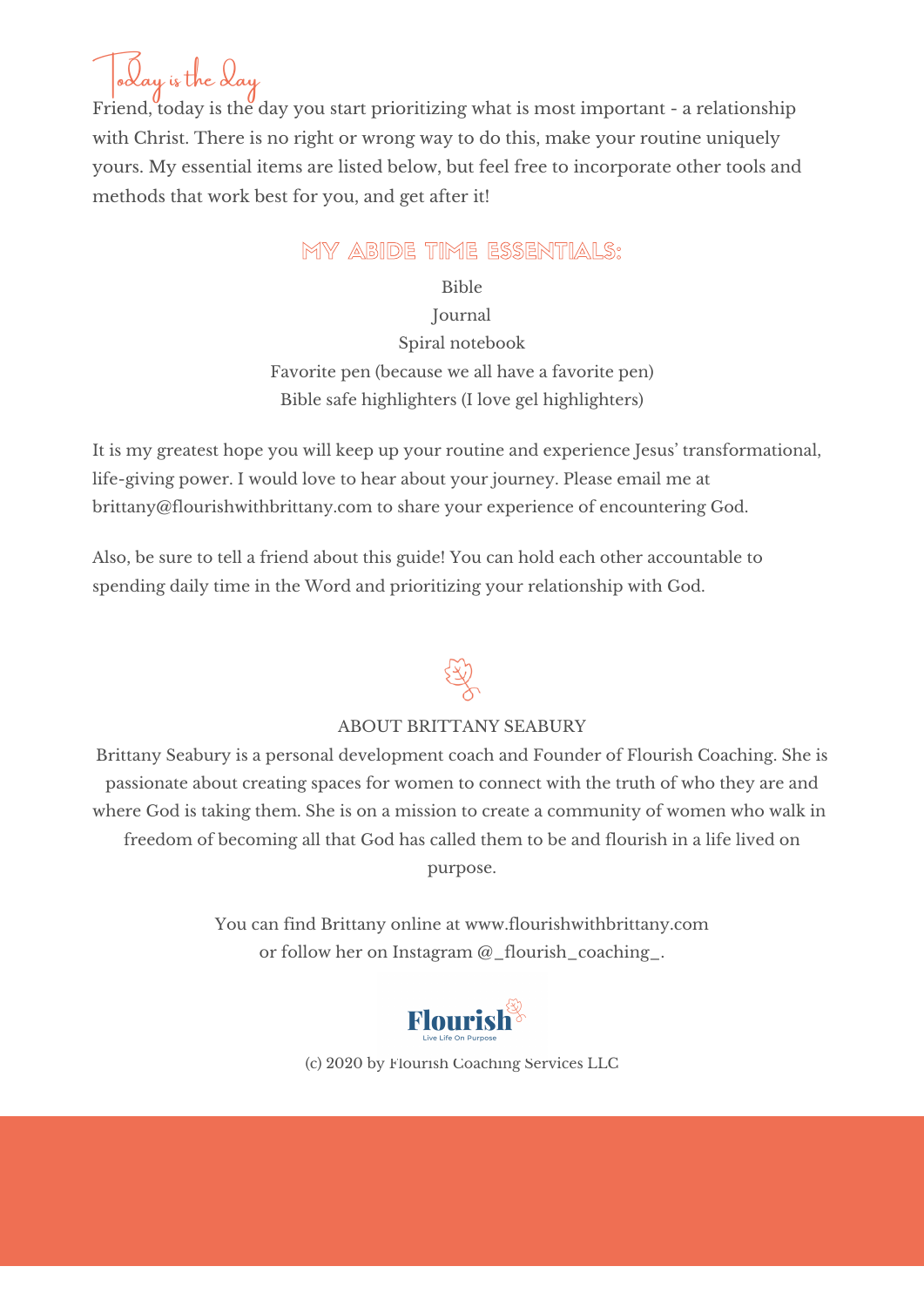## Today is the day

Friend, today is the day you start prioritizing what is most important - a relationship with Christ. There is no right or wrong way to do this, make your routine uniquely yours. My essential items are listed below, but feel free to incorporate other tools and methods that work best for you, and get after it!

### MY ABIDE TIME ESSENTIALS:

Bible
Journal
Spiral notebook
Favorite pen (because we all have a favorite pen)
Bible safe highlighters (I love gel highlighters)

It is my greatest hope you will keep up your routine and experience Jesus' transformational, life-giving power. I would love to hear about your journey. Please email me at brittany@flourishwithbrittany.com to share your experience of encountering God.

Also, be sure to tell a friend about this guide! You can hold each other accountable to spending daily time in the Word and prioritizing your relationship with God.

ABOUT BRITTANY SEABURY

Brittany Seabury is a personal development coach and Founder of Flourish Coaching. She is passionate about creating spaces for women to connect with the truth of who they are and where God is taking them. She is on a mission to create a community of women who walk in freedom of becoming all that God has called them to be and flourish in a life lived on purpose.

You can find Brittany online at www.flourishwithbrittany.com or follow her on Instagram @_flourish_coaching_.

Flourish
Live Life On Purpose

(c) 2020 by Flourish Coaching Services LLC